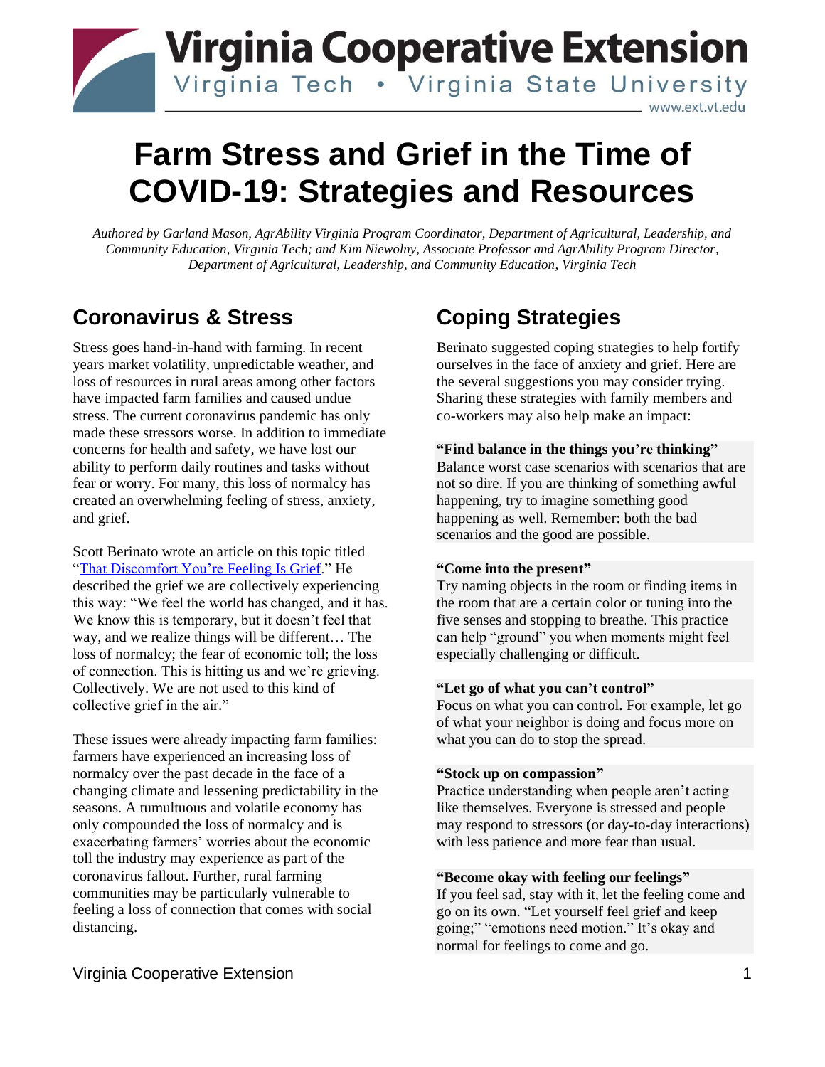# Farm Stress and Grief in the Time of COVID-19: Strategies and Resources

*Authored by Garland Mason, AgrAbility Virginia Program Coordinator, Department of Agricultural, Leadership, and Community Education, Virginia Tech; and Kim Niewolny, Associate Professor and AgrAbility Program Director, Department of Agricultural, Leadership, and Community Education, Virginia Tech*

## Coronavirus & Stress

Stress goes hand-in-hand with farming. In recent years market volatility, unpredictable weather, and loss of resources in rural areas among other factors have impacted farm families and caused undue stress. The current coronavirus pandemic has only made these stressors worse. In addition to immediate concerns for health and safety, we have lost our ability to perform daily routines and tasks without fear or worry. For many, this loss of normalcy has created an overwhelming feeling of stress, anxiety, and grief.

Scott Berinato wrote an article on this topic titled "That Discomfort You're Feeling Is Grief." He described the grief we are collectively experiencing this way: "We feel the world has changed, and it has. We know this is temporary, but it doesn't feel that way, and we realize things will be different… The loss of normalcy; the fear of economic toll; the loss of connection. This is hitting us and we're grieving. Collectively. We are not used to this kind of collective grief in the air."

These issues were already impacting farm families: farmers have experienced an increasing loss of normalcy over the past decade in the face of a changing climate and lessening predictability in the seasons. A tumultuous and volatile economy has only compounded the loss of normalcy and is exacerbating farmers' worries about the economic toll the industry may experience as part of the coronavirus fallout. Further, rural farming communities may be particularly vulnerable to feeling a loss of connection that comes with social distancing.

## Coping Strategies

Berinato suggested coping strategies to help fortify ourselves in the face of anxiety and grief. Here are the several suggestions you may consider trying. Sharing these strategies with family members and co-workers may also help make an impact:

**"Find balance in the things you're thinking"**
Balance worst case scenarios with scenarios that are not so dire. If you are thinking of something awful happening, try to imagine something good happening as well. Remember: both the bad scenarios and the good are possible.

**"Come into the present"**
Try naming objects in the room or finding items in the room that are a certain color or tuning into the five senses and stopping to breathe. This practice can help "ground" you when moments might feel especially challenging or difficult.

**"Let go of what you can't control"**
Focus on what you can control. For example, let go of what your neighbor is doing and focus more on what you can do to stop the spread.

**"Stock up on compassion"**
Practice understanding when people aren't acting like themselves. Everyone is stressed and people may respond to stressors (or day-to-day interactions) with less patience and more fear than usual.

**"Become okay with feeling our feelings"**
If you feel sad, stay with it, let the feeling come and go on its own. "Let yourself feel grief and keep going;" "emotions need motion." It's okay and normal for feelings to come and go.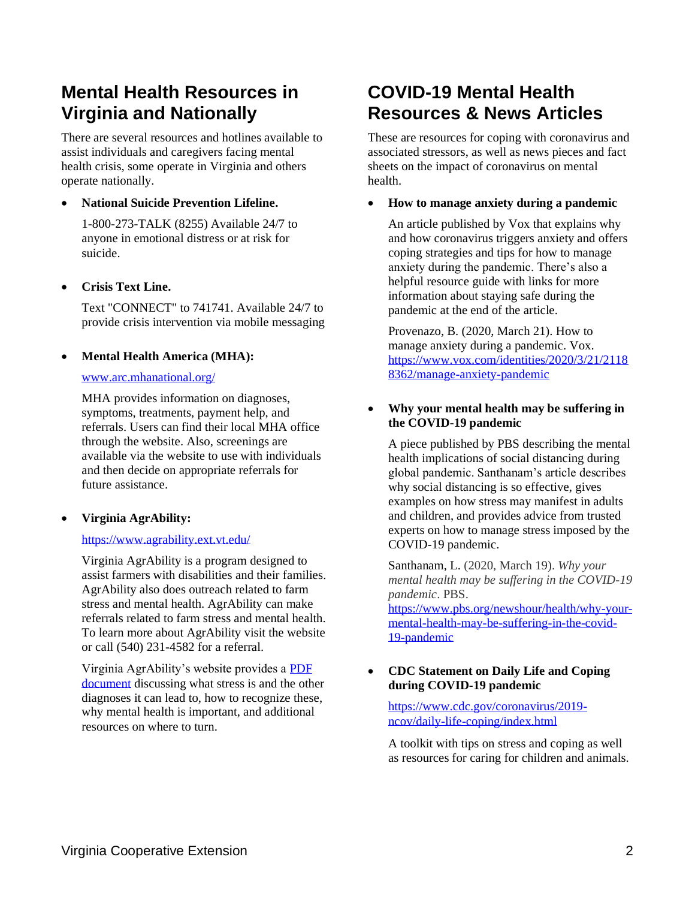## Mental Health Resources in Virginia and Nationally

There are several resources and hotlines available to assist individuals and caregivers facing mental health crisis, some operate in Virginia and others operate nationally.

- **National Suicide Prevention Lifeline.**

  1-800-273-TALK (8255) Available 24/7 to anyone in emotional distress or at risk for suicide.

- **Crisis Text Line.**

  Text "CONNECT" to 741741. Available 24/7 to provide crisis intervention via mobile messaging

- **Mental Health America (MHA):**

  [www.arc.mhanational.org/](www.arc.mhanational.org/)

  MHA provides information on diagnoses, symptoms, treatments, payment help, and referrals. Users can find their local MHA office through the website. Also, screenings are available via the website to use with individuals and then decide on appropriate referrals for future assistance.

- **Virginia AgrAbility:**

  [https://www.agrability.ext.vt.edu/](https://www.agrability.ext.vt.edu/)

  Virginia AgrAbility is a program designed to assist farmers with disabilities and their families. AgrAbility also does outreach related to farm stress and mental health. AgrAbility can make referrals related to farm stress and mental health. To learn more about AgrAbility visit the website or call (540) 231-4582 for a referral.

  Virginia AgrAbility's website provides a PDF document discussing what stress is and the other diagnoses it can lead to, how to recognize these, why mental health is important, and additional resources on where to turn.

## COVID-19 Mental Health Resources & News Articles

These are resources for coping with coronavirus and associated stressors, as well as news pieces and fact sheets on the impact of coronavirus on mental health.

- **How to manage anxiety during a pandemic**

  An article published by Vox that explains why and how coronavirus triggers anxiety and offers coping strategies and tips for how to manage anxiety during the pandemic. There's also a helpful resource guide with links for more information about staying safe during the pandemic at the end of the article.

  Provenazo, B. (2020, March 21). How to manage anxiety during a pandemic. Vox. [https://www.vox.com/identities/2020/3/21/21188362/manage-anxiety-pandemic](https://www.vox.com/identities/2020/3/21/21188362/manage-anxiety-pandemic)

- **Why your mental health may be suffering in the COVID-19 pandemic**

  A piece published by PBS describing the mental health implications of social distancing during global pandemic. Santhanam's article describes why social distancing is so effective, gives examples on how stress may manifest in adults and children, and provides advice from trusted experts on how to manage stress imposed by the COVID-19 pandemic.

  Santhanam, L. (2020, March 19). *Why your mental health may be suffering in the COVID-19 pandemic*. PBS. [https://www.pbs.org/newshour/health/why-your-mental-health-may-be-suffering-in-the-covid-19-pandemic](https://www.pbs.org/newshour/health/why-your-mental-health-may-be-suffering-in-the-covid-19-pandemic)

- **CDC Statement on Daily Life and Coping during COVID-19 pandemic**

  [https://www.cdc.gov/coronavirus/2019-ncov/daily-life-coping/index.html](https://www.cdc.gov/coronavirus/2019-ncov/daily-life-coping/index.html)

  A toolkit with tips on stress and coping as well as resources for caring for children and animals.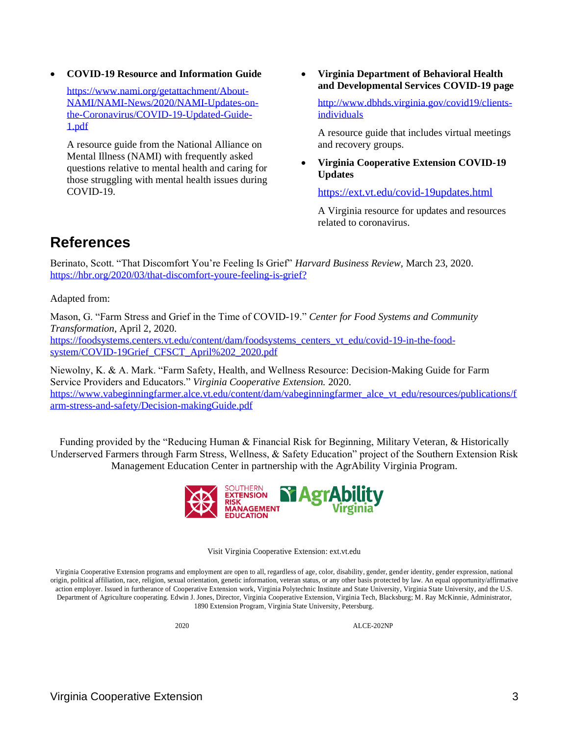- **COVID-19 Resource and Information Guide**

  https://www.nami.org/getattachment/About-NAMI/NAMI-News/2020/NAMI-Updates-on-the-Coronavirus/COVID-19-Updated-Guide-1.pdf

  A resource guide from the National Alliance on Mental Illness (NAMI) with frequently asked questions relative to mental health and caring for those struggling with mental health issues during COVID-19.

- **Virginia Department of Behavioral Health and Developmental Services COVID-19 page**

  http://www.dbhds.virginia.gov/covid19/clients-individuals

  A resource guide that includes virtual meetings and recovery groups.

- **Virginia Cooperative Extension COVID-19 Updates**

  https://ext.vt.edu/covid-19updates.html

  A Virginia resource for updates and resources related to coronavirus.

## References

Berinato, Scott. "That Discomfort You're Feeling Is Grief" *Harvard Business Review,* March 23, 2020. https://hbr.org/2020/03/that-discomfort-youre-feeling-is-grief?

Adapted from:

Mason, G. "Farm Stress and Grief in the Time of COVID-19." *Center for Food Systems and Community Transformation*, April 2, 2020. https://foodsystems.centers.vt.edu/content/dam/foodsystems_centers_vt_edu/covid-19-in-the-food-system/COVID-19Grief_CFSCT_April%202_2020.pdf

Niewolny, K. & A. Mark. "Farm Safety, Health, and Wellness Resource: Decision-Making Guide for Farm Service Providers and Educators." *Virginia Cooperative Extension.* 2020. https://www.vabeginningfarmer.alce.vt.edu/content/dam/vabeginningfarmer_alce_vt_edu/resources/publications/farm-stress-and-safety/Decision-makingGuide.pdf

Funding provided by the "Reducing Human & Financial Risk for Beginning, Military Veteran, & Historically Underserved Farmers through Farm Stress, Wellness, & Safety Education" project of the Southern Extension Risk Management Education Center in partnership with the AgrAbility Virginia Program.

SOUTHERN EXTENSION RISK MANAGEMENT EDUCATION

AgrAbility Virginia

Visit Virginia Cooperative Extension: ext.vt.edu

Virginia Cooperative Extension programs and employment are open to all, regardless of age, color, disability, gender, gender identity, gender expression, national origin, political affiliation, race, religion, sexual orientation, genetic information, veteran status, or any other basis protected by law. An equal opportunity/affirmative action employer. Issued in furtherance of Cooperative Extension work, Virginia Polytechnic Institute and State University, Virginia State University, and the U.S. Department of Agriculture cooperating. Edwin J. Jones, Director, Virginia Cooperative Extension, Virginia Tech, Blacksburg; M. Ray McKinnie, Administrator, 1890 Extension Program, Virginia State University, Petersburg.

2020 ALCE-202NP